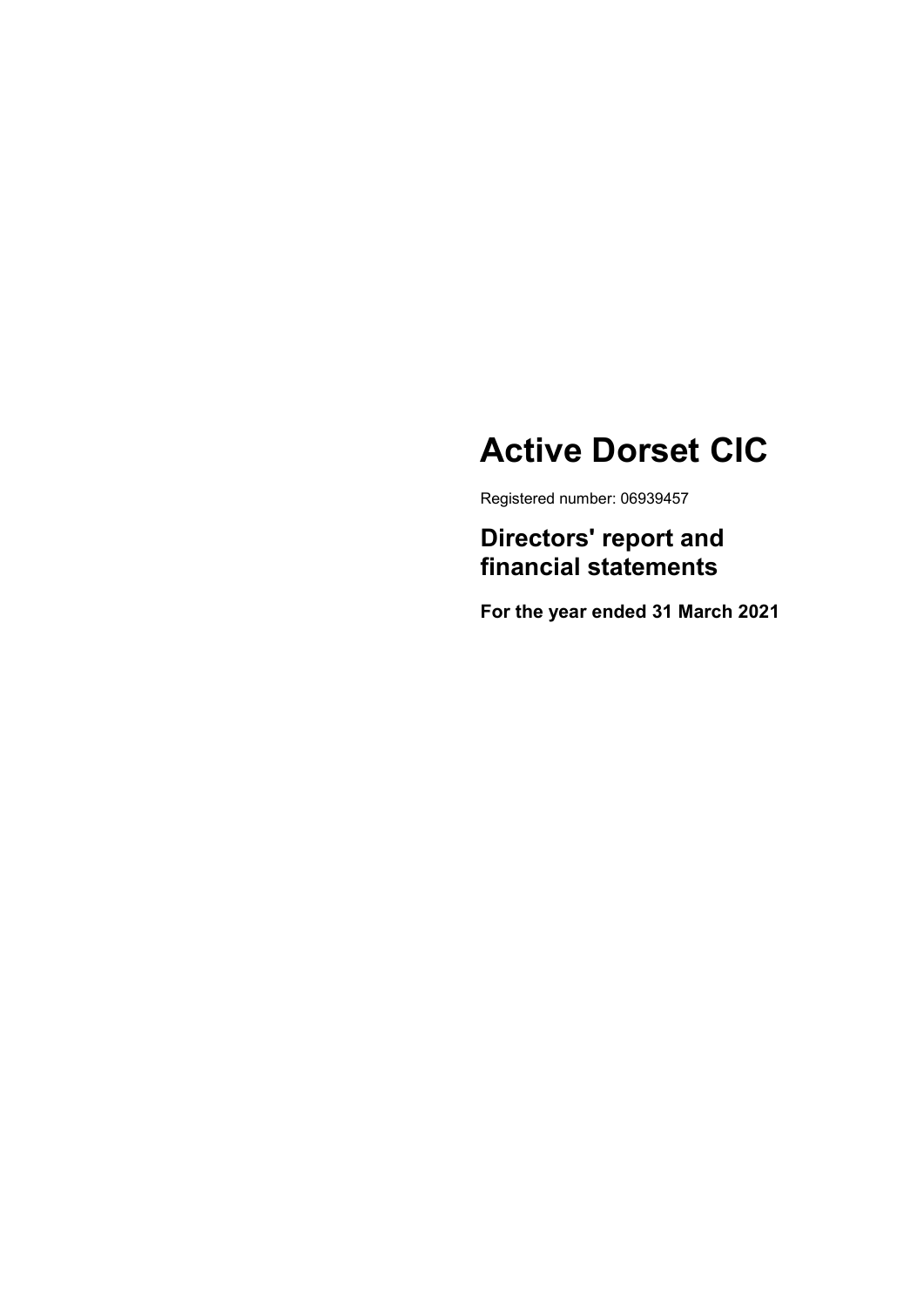# Active Dorset CIC

Registered number: 06939457

## Directors' report and financial statements

**For the year ended 31 March 2021**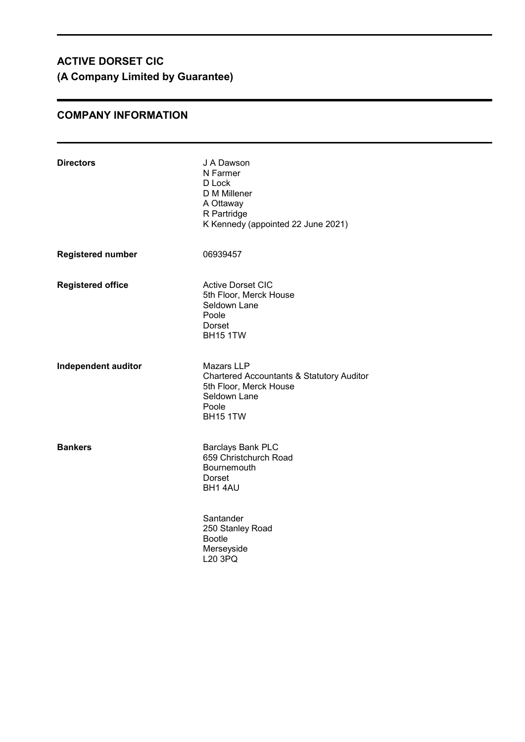# ACTIVE DORSET CIC
# (A Company Limited by Guarantee)

## COMPANY INFORMATION

| | |
|---|---|
| **Directors** | J A Dawson<br>N Farmer<br>D Lock<br>D M Millener<br>A Ottaway<br>R Partridge<br>K Kennedy (appointed 22 June 2021) |
| **Registered number** | 06939457 |
| **Registered office** | Active Dorset CIC<br>5th Floor, Merck House<br>Seldown Lane<br>Poole<br>Dorset<br>BH15 1TW |
| **Independent auditor** | Mazars LLP<br>Chartered Accountants & Statutory Auditor<br>5th Floor, Merck House<br>Seldown Lane<br>Poole<br>BH15 1TW |
| **Bankers** | Barclays Bank PLC<br>659 Christchurch Road<br>Bournemouth<br>Dorset<br>BH1 4AU |
| | Santander<br>250 Stanley Road<br>Bootle<br>Merseyside<br>L20 3PQ |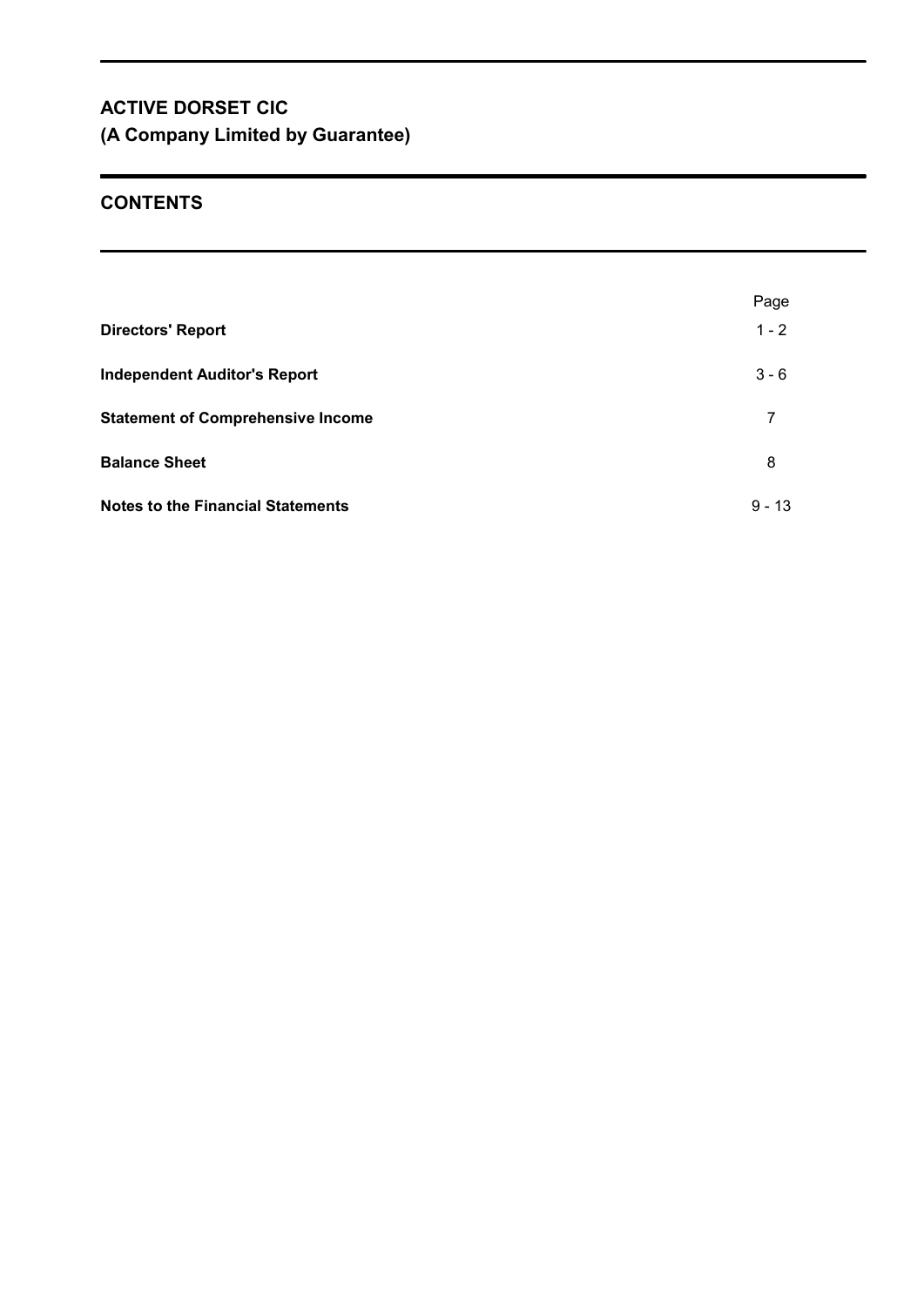# ACTIVE DORSET CIC
## (A Company Limited by Guarantee)

## CONTENTS

| | Page |
|---|---|
| **Directors' Report** | 1 - 2 |
| **Independent Auditor's Report** | 3 - 6 |
| **Statement of Comprehensive Income** | 7 |
| **Balance Sheet** | 8 |
| **Notes to the Financial Statements** | 9 - 13 |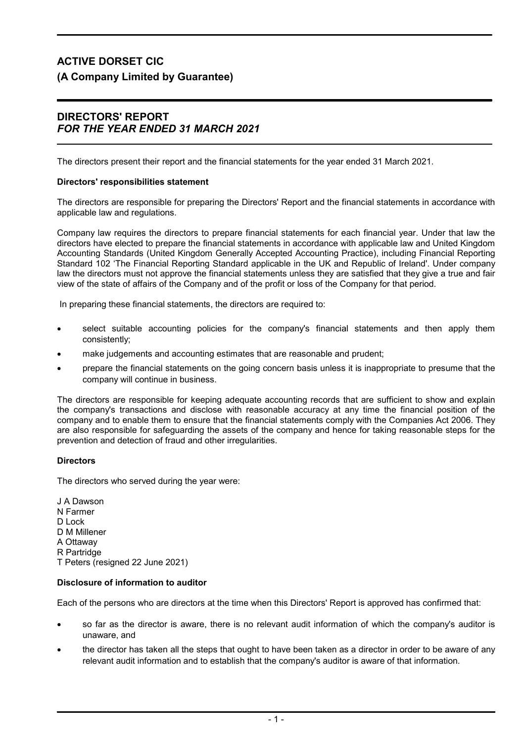# ACTIVE DORSET CIC

## (A Company Limited by Guarantee)

## DIRECTORS' REPORT
### *FOR THE YEAR ENDED 31 MARCH 2021*

The directors present their report and the financial statements for the year ended 31 March 2021.

**Directors' responsibilities statement**

The directors are responsible for preparing the Directors' Report and the financial statements in accordance with applicable law and regulations.

Company law requires the directors to prepare financial statements for each financial year. Under that law the directors have elected to prepare the financial statements in accordance with applicable law and United Kingdom Accounting Standards (United Kingdom Generally Accepted Accounting Practice), including Financial Reporting Standard 102 'The Financial Reporting Standard applicable in the UK and Republic of Ireland'. Under company law the directors must not approve the financial statements unless they are satisfied that they give a true and fair view of the state of affairs of the Company and of the profit or loss of the Company for that period.

In preparing these financial statements, the directors are required to:

- select suitable accounting policies for the company's financial statements and then apply them consistently;
- make judgements and accounting estimates that are reasonable and prudent;
- prepare the financial statements on the going concern basis unless it is inappropriate to presume that the company will continue in business.

The directors are responsible for keeping adequate accounting records that are sufficient to show and explain the company's transactions and disclose with reasonable accuracy at any time the financial position of the company and to enable them to ensure that the financial statements comply with the Companies Act 2006. They are also responsible for safeguarding the assets of the company and hence for taking reasonable steps for the prevention and detection of fraud and other irregularities.

**Directors**

The directors who served during the year were:

J A Dawson
N Farmer
D Lock
D M Millener
A Ottaway
R Partridge
T Peters (resigned 22 June 2021)

**Disclosure of information to auditor**

Each of the persons who are directors at the time when this Directors' Report is approved has confirmed that:

- so far as the director is aware, there is no relevant audit information of which the company's auditor is unaware, and
- the director has taken all the steps that ought to have been taken as a director in order to be aware of any relevant audit information and to establish that the company's auditor is aware of that information.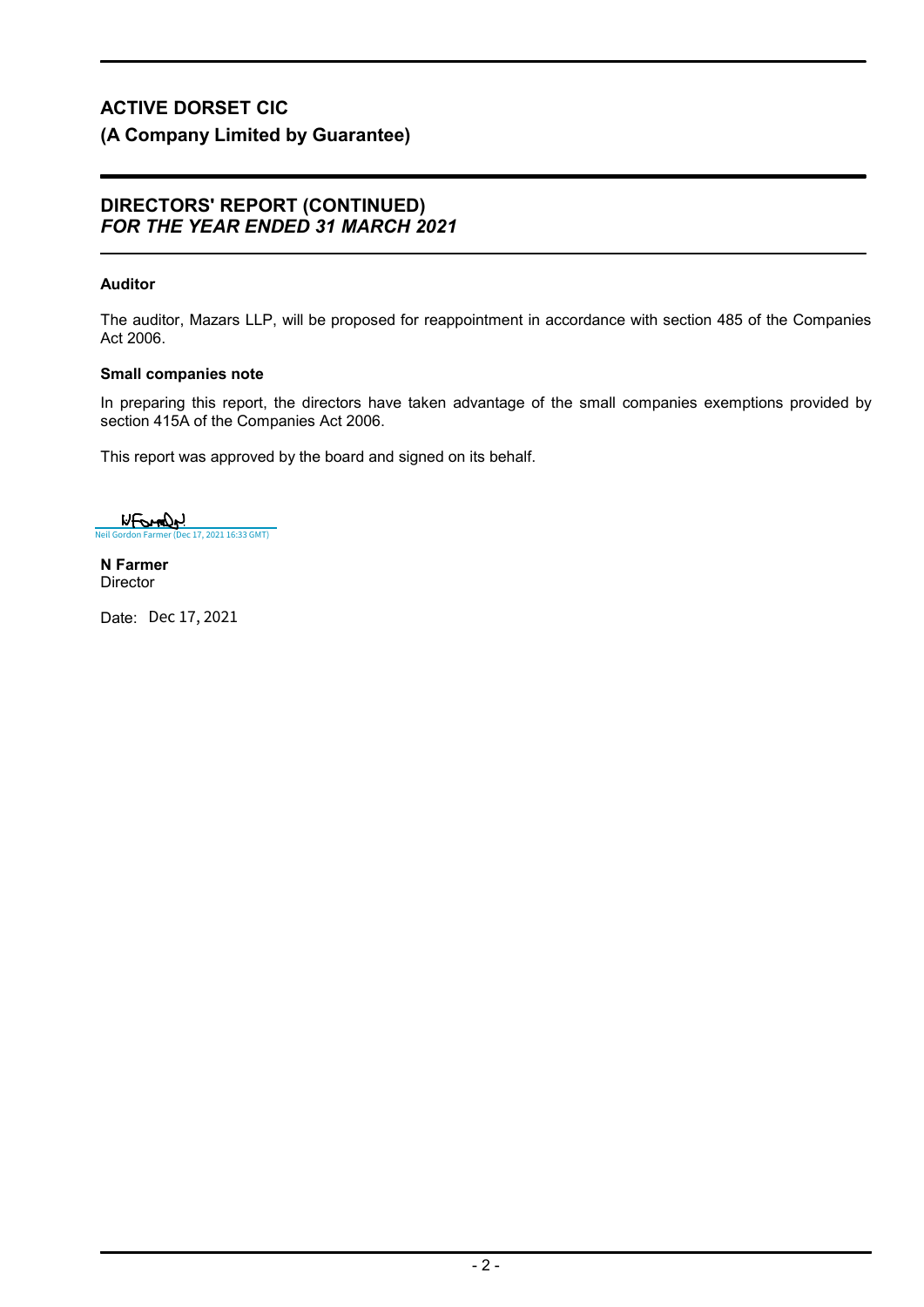# ACTIVE DORSET CIC

## (A Company Limited by Guarantee)

## DIRECTORS' REPORT (CONTINUED)
### *FOR THE YEAR ENDED 31 MARCH 2021*

**Auditor**

The auditor, Mazars LLP, will be proposed for reappointment in accordance with section 485 of the Companies Act 2006.

**Small companies note**

In preparing this report, the directors have taken advantage of the small companies exemptions provided by section 415A of the Companies Act 2006.

This report was approved by the board and signed on its behalf.

Neil Gordon Farmer (Dec 17, 2021 16:33 GMT)

**N Farmer**
Director

Date: Dec 17, 2021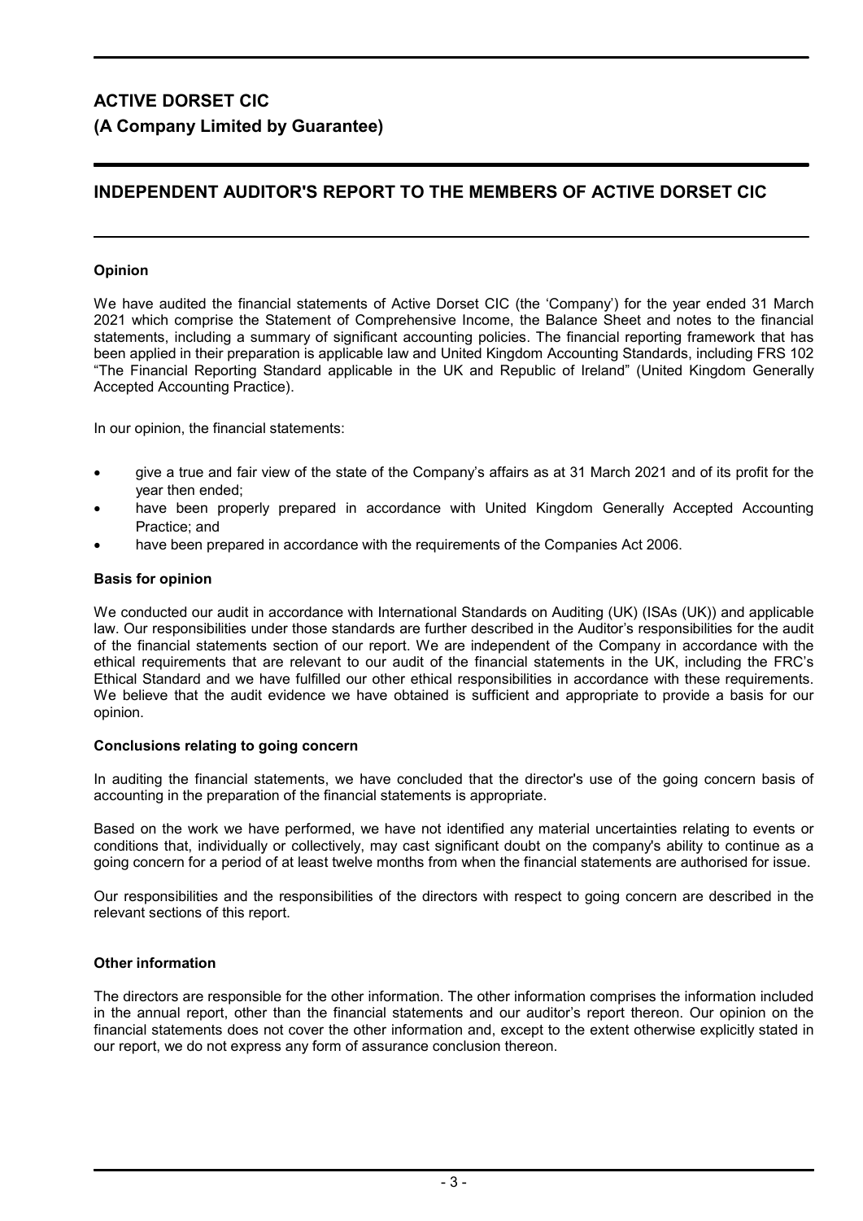# ACTIVE DORSET CIC

## (A Company Limited by Guarantee)

## INDEPENDENT AUDITOR'S REPORT TO THE MEMBERS OF ACTIVE DORSET CIC

### Opinion

We have audited the financial statements of Active Dorset CIC (the 'Company') for the year ended 31 March 2021 which comprise the Statement of Comprehensive Income, the Balance Sheet and notes to the financial statements, including a summary of significant accounting policies. The financial reporting framework that has been applied in their preparation is applicable law and United Kingdom Accounting Standards, including FRS 102 "The Financial Reporting Standard applicable in the UK and Republic of Ireland" (United Kingdom Generally Accepted Accounting Practice).

In our opinion, the financial statements:

- give a true and fair view of the state of the Company's affairs as at 31 March 2021 and of its profit for the year then ended;
- have been properly prepared in accordance with United Kingdom Generally Accepted Accounting Practice; and
- have been prepared in accordance with the requirements of the Companies Act 2006.

### Basis for opinion

We conducted our audit in accordance with International Standards on Auditing (UK) (ISAs (UK)) and applicable law. Our responsibilities under those standards are further described in the Auditor's responsibilities for the audit of the financial statements section of our report. We are independent of the Company in accordance with the ethical requirements that are relevant to our audit of the financial statements in the UK, including the FRC's Ethical Standard and we have fulfilled our other ethical responsibilities in accordance with these requirements. We believe that the audit evidence we have obtained is sufficient and appropriate to provide a basis for our opinion.

### Conclusions relating to going concern

In auditing the financial statements, we have concluded that the director's use of the going concern basis of accounting in the preparation of the financial statements is appropriate.

Based on the work we have performed, we have not identified any material uncertainties relating to events or conditions that, individually or collectively, may cast significant doubt on the company's ability to continue as a going concern for a period of at least twelve months from when the financial statements are authorised for issue.

Our responsibilities and the responsibilities of the directors with respect to going concern are described in the relevant sections of this report.

### Other information

The directors are responsible for the other information. The other information comprises the information included in the annual report, other than the financial statements and our auditor's report thereon. Our opinion on the financial statements does not cover the other information and, except to the extent otherwise explicitly stated in our report, we do not express any form of assurance conclusion thereon.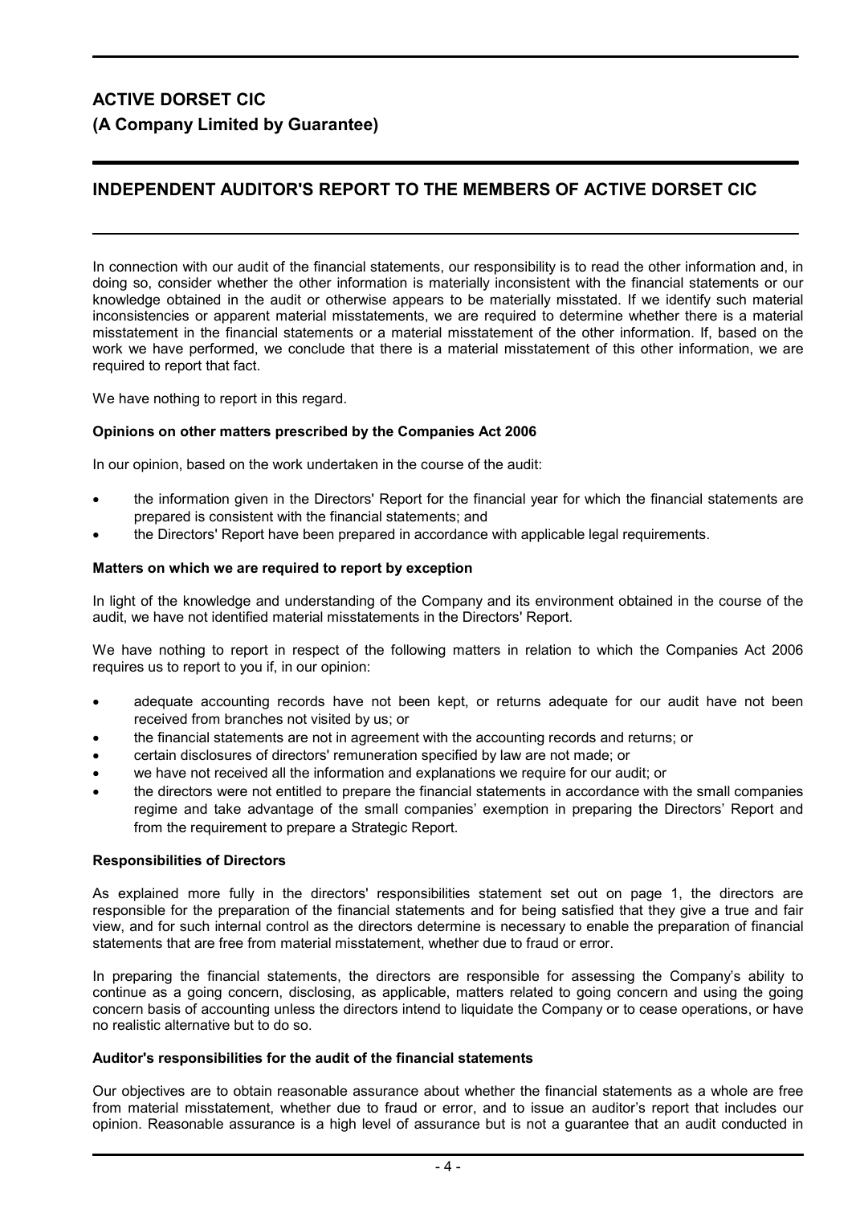# ACTIVE DORSET CIC

## (A Company Limited by Guarantee)

## INDEPENDENT AUDITOR'S REPORT TO THE MEMBERS OF ACTIVE DORSET CIC

In connection with our audit of the financial statements, our responsibility is to read the other information and, in doing so, consider whether the other information is materially inconsistent with the financial statements or our knowledge obtained in the audit or otherwise appears to be materially misstated. If we identify such material inconsistencies or apparent material misstatements, we are required to determine whether there is a material misstatement in the financial statements or a material misstatement of the other information. If, based on the work we have performed, we conclude that there is a material misstatement of this other information, we are required to report that fact.

We have nothing to report in this regard.

**Opinions on other matters prescribed by the Companies Act 2006**

In our opinion, based on the work undertaken in the course of the audit:

- the information given in the Directors' Report for the financial year for which the financial statements are prepared is consistent with the financial statements; and
- the Directors' Report have been prepared in accordance with applicable legal requirements.

**Matters on which we are required to report by exception**

In light of the knowledge and understanding of the Company and its environment obtained in the course of the audit, we have not identified material misstatements in the Directors' Report.

We have nothing to report in respect of the following matters in relation to which the Companies Act 2006 requires us to report to you if, in our opinion:

- adequate accounting records have not been kept, or returns adequate for our audit have not been received from branches not visited by us; or
- the financial statements are not in agreement with the accounting records and returns; or
- certain disclosures of directors' remuneration specified by law are not made; or
- we have not received all the information and explanations we require for our audit; or
- the directors were not entitled to prepare the financial statements in accordance with the small companies regime and take advantage of the small companies' exemption in preparing the Directors' Report and from the requirement to prepare a Strategic Report.

**Responsibilities of Directors**

As explained more fully in the directors' responsibilities statement set out on page 1, the directors are responsible for the preparation of the financial statements and for being satisfied that they give a true and fair view, and for such internal control as the directors determine is necessary to enable the preparation of financial statements that are free from material misstatement, whether due to fraud or error.

In preparing the financial statements, the directors are responsible for assessing the Company's ability to continue as a going concern, disclosing, as applicable, matters related to going concern and using the going concern basis of accounting unless the directors intend to liquidate the Company or to cease operations, or have no realistic alternative but to do so.

**Auditor's responsibilities for the audit of the financial statements**

Our objectives are to obtain reasonable assurance about whether the financial statements as a whole are free from material misstatement, whether due to fraud or error, and to issue an auditor's report that includes our opinion. Reasonable assurance is a high level of assurance but is not a guarantee that an audit conducted in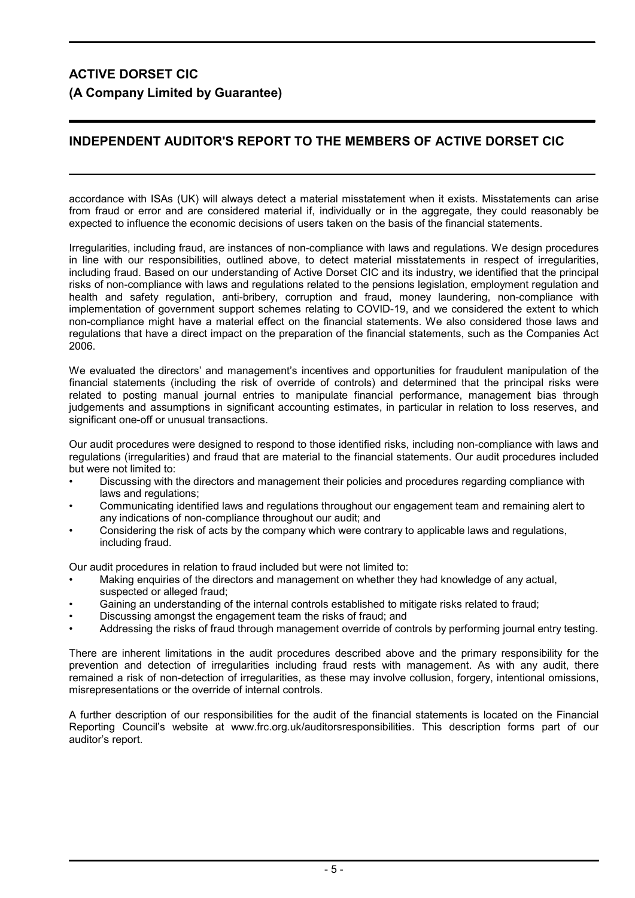accordance with ISAs (UK) will always detect a material misstatement when it exists. Misstatements can arise from fraud or error and are considered material if, individually or in the aggregate, they could reasonably be expected to influence the economic decisions of users taken on the basis of the financial statements.

Irregularities, including fraud, are instances of non-compliance with laws and regulations. We design procedures in line with our responsibilities, outlined above, to detect material misstatements in respect of irregularities, including fraud. Based on our understanding of Active Dorset CIC and its industry, we identified that the principal risks of non-compliance with laws and regulations related to the pensions legislation, employment regulation and health and safety regulation, anti-bribery, corruption and fraud, money laundering, non-compliance with implementation of government support schemes relating to COVID-19, and we considered the extent to which non-compliance might have a material effect on the financial statements. We also considered those laws and regulations that have a direct impact on the preparation of the financial statements, such as the Companies Act 2006.

We evaluated the directors' and management's incentives and opportunities for fraudulent manipulation of the financial statements (including the risk of override of controls) and determined that the principal risks were related to posting manual journal entries to manipulate financial performance, management bias through judgements and assumptions in significant accounting estimates, in particular in relation to loss reserves, and significant one-off or unusual transactions.

Our audit procedures were designed to respond to those identified risks, including non-compliance with laws and regulations (irregularities) and fraud that are material to the financial statements. Our audit procedures included but were not limited to:

- Discussing with the directors and management their policies and procedures regarding compliance with laws and regulations;
- Communicating identified laws and regulations throughout our engagement team and remaining alert to any indications of non-compliance throughout our audit; and
- Considering the risk of acts by the company which were contrary to applicable laws and regulations, including fraud.

Our audit procedures in relation to fraud included but were not limited to:

- Making enquiries of the directors and management on whether they had knowledge of any actual, suspected or alleged fraud;
- Gaining an understanding of the internal controls established to mitigate risks related to fraud;
- Discussing amongst the engagement team the risks of fraud; and
- Addressing the risks of fraud through management override of controls by performing journal entry testing.

There are inherent limitations in the audit procedures described above and the primary responsibility for the prevention and detection of irregularities including fraud rests with management. As with any audit, there remained a risk of non-detection of irregularities, as these may involve collusion, forgery, intentional omissions, misrepresentations or the override of internal controls.

A further description of our responsibilities for the audit of the financial statements is located on the Financial Reporting Council's website at www.frc.org.uk/auditorsresponsibilities. This description forms part of our auditor's report.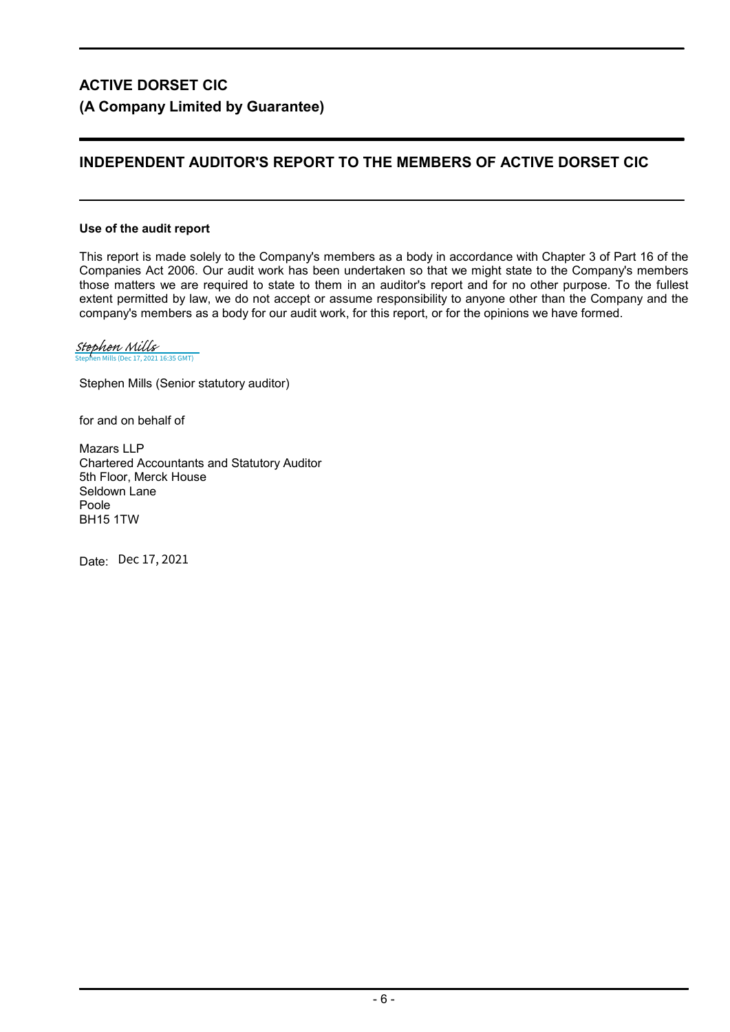# ACTIVE DORSET CIC

## (A Company Limited by Guarantee)

## INDEPENDENT AUDITOR'S REPORT TO THE MEMBERS OF ACTIVE DORSET CIC

**Use of the audit report**

This report is made solely to the Company's members as a body in accordance with Chapter 3 of Part 16 of the Companies Act 2006. Our audit work has been undertaken so that we might state to the Company's members those matters we are required to state to them in an auditor's report and for no other purpose. To the fullest extent permitted by law, we do not accept or assume responsibility to anyone other than the Company and the company's members as a body for our audit work, for this report, or for the opinions we have formed.

Stephen Mills
Stephen Mills (Dec 17, 2021 16:35 GMT)

Stephen Mills (Senior statutory auditor)

for and on behalf of

Mazars LLP
Chartered Accountants and Statutory Auditor
5th Floor, Merck House
Seldown Lane
Poole
BH15 1TW

Date: Dec 17, 2021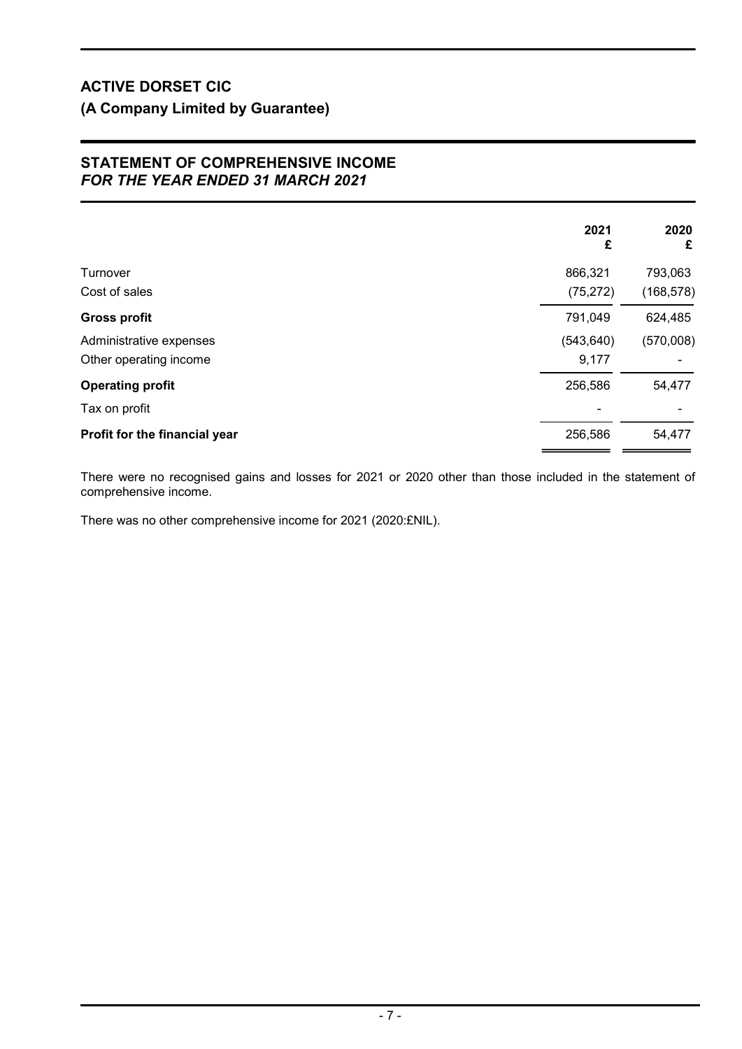# ACTIVE DORSET CIC

## (A Company Limited by Guarantee)

## STATEMENT OF COMPREHENSIVE INCOME
### *FOR THE YEAR ENDED 31 MARCH 2021*

| | 2021<br>£ | 2020<br>£ |
|---|---|---|
| Turnover | 866,321 | 793,063 |
| Cost of sales | (75,272) | (168,578) |
| **Gross profit** | 791,049 | 624,485 |
| Administrative expenses | (543,640) | (570,008) |
| Other operating income | 9,177 | - |
| **Operating profit** | 256,586 | 54,477 |
| Tax on profit | - | - |
| **Profit for the financial year** | 256,586 | 54,477 |

There were no recognised gains and losses for 2021 or 2020 other than those included in the statement of comprehensive income.

There was no other comprehensive income for 2021 (2020:£NIL).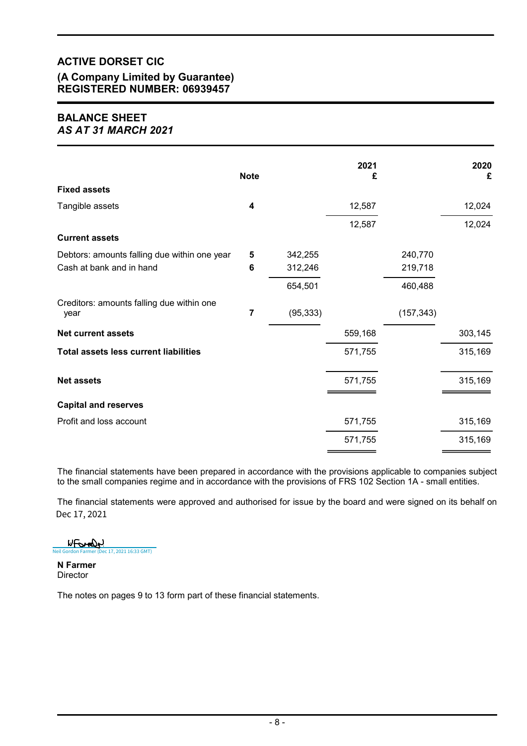# ACTIVE DORSET CIC

## (A Company Limited by Guarantee)
## REGISTERED NUMBER: 06939457

## BALANCE SHEET
### *AS AT 31 MARCH 2021*

| | Note | | 2021 £ | | 2020 £ |
|---|---|---|---|---|---|
| **Fixed assets** | | | | | |
| Tangible assets | **4** | | 12,587 | | 12,024 |
| | | | 12,587 | | 12,024 |
| **Current assets** | | | | | |
| Debtors: amounts falling due within one year | **5** | 342,255 | | 240,770 | |
| Cash at bank and in hand | **6** | 312,246 | | 219,718 | |
| | | 654,501 | | 460,488 | |
| Creditors: amounts falling due within one year | **7** | (95,333) | | (157,343) | |
| **Net current assets** | | | 559,168 | | 303,145 |
| **Total assets less current liabilities** | | | 571,755 | | 315,169 |
| **Net assets** | | | 571,755 | | 315,169 |
| **Capital and reserves** | | | | | |
| Profit and loss account | | | 571,755 | | 315,169 |
| | | | 571,755 | | 315,169 |

The financial statements have been prepared in accordance with the provisions applicable to companies subject to the small companies regime and in accordance with the provisions of FRS 102 Section 1A - small entities.

The financial statements were approved and authorised for issue by the board and were signed on its behalf on Dec 17, 2021

Neil Gordon Farmer (Dec 17, 2021 16:33 GMT)

**N Farmer**
Director

The notes on pages 9 to 13 form part of these financial statements.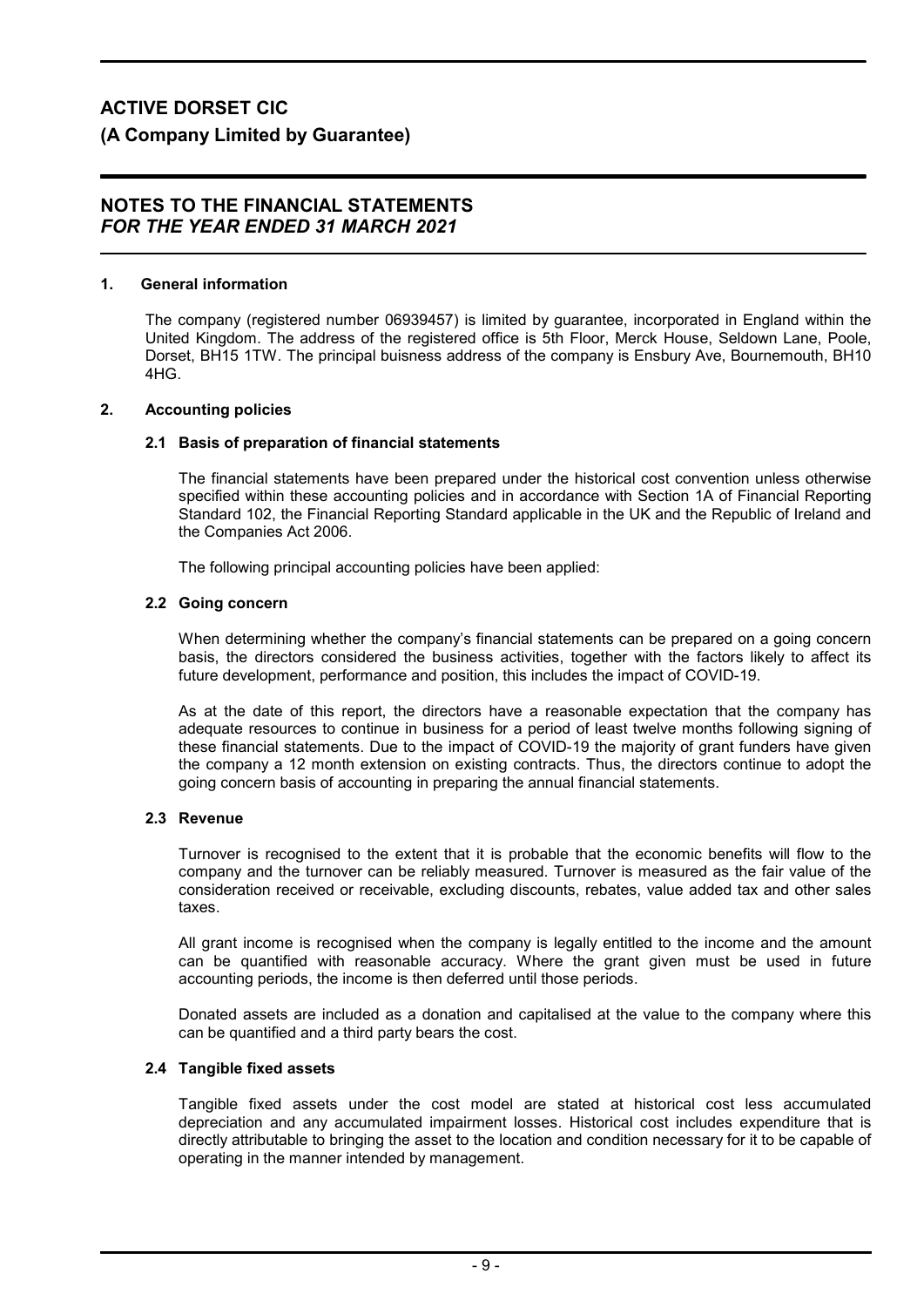# ACTIVE DORSET CIC

## (A Company Limited by Guarantee)

## NOTES TO THE FINANCIAL STATEMENTS
*FOR THE YEAR ENDED 31 MARCH 2021*

### 1. General information

The company (registered number 06939457) is limited by guarantee, incorporated in England within the United Kingdom. The address of the registered office is 5th Floor, Merck House, Seldown Lane, Poole, Dorset, BH15 1TW. The principal buisness address of the company is Ensbury Ave, Bournemouth, BH10 4HG.

### 2. Accounting policies

#### 2.1 Basis of preparation of financial statements

The financial statements have been prepared under the historical cost convention unless otherwise specified within these accounting policies and in accordance with Section 1A of Financial Reporting Standard 102, the Financial Reporting Standard applicable in the UK and the Republic of Ireland and the Companies Act 2006.

The following principal accounting policies have been applied:

#### 2.2 Going concern

When determining whether the company's financial statements can be prepared on a going concern basis, the directors considered the business activities, together with the factors likely to affect its future development, performance and position, this includes the impact of COVID-19.

As at the date of this report, the directors have a reasonable expectation that the company has adequate resources to continue in business for a period of least twelve months following signing of these financial statements. Due to the impact of COVID-19 the majority of grant funders have given the company a 12 month extension on existing contracts. Thus, the directors continue to adopt the going concern basis of accounting in preparing the annual financial statements.

#### 2.3 Revenue

Turnover is recognised to the extent that it is probable that the economic benefits will flow to the company and the turnover can be reliably measured. Turnover is measured as the fair value of the consideration received or receivable, excluding discounts, rebates, value added tax and other sales taxes.

All grant income is recognised when the company is legally entitled to the income and the amount can be quantified with reasonable accuracy. Where the grant given must be used in future accounting periods, the income is then deferred until those periods.

Donated assets are included as a donation and capitalised at the value to the company where this can be quantified and a third party bears the cost.

#### 2.4 Tangible fixed assets

Tangible fixed assets under the cost model are stated at historical cost less accumulated depreciation and any accumulated impairment losses. Historical cost includes expenditure that is directly attributable to bringing the asset to the location and condition necessary for it to be capable of operating in the manner intended by management.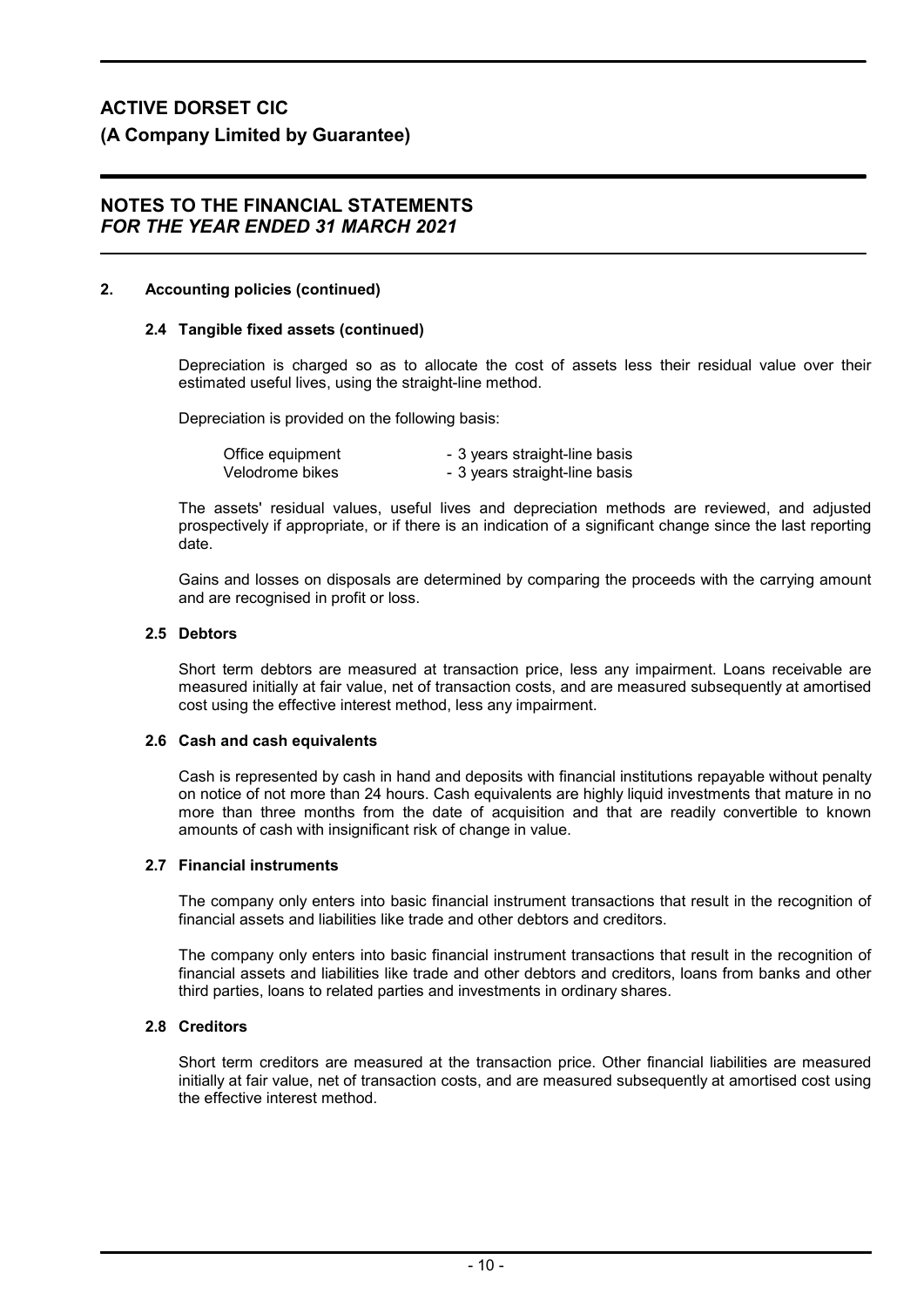## 2. Accounting policies (continued)

### 2.4 Tangible fixed assets (continued)

Depreciation is charged so as to allocate the cost of assets less their residual value over their estimated useful lives, using the straight-line method.

Depreciation is provided on the following basis:

| | |
|---|---|
| Office equipment | - 3 years straight-line basis |
| Velodrome bikes | - 3 years straight-line basis |

The assets' residual values, useful lives and depreciation methods are reviewed, and adjusted prospectively if appropriate, or if there is an indication of a significant change since the last reporting date.

Gains and losses on disposals are determined by comparing the proceeds with the carrying amount and are recognised in profit or loss.

### 2.5 Debtors

Short term debtors are measured at transaction price, less any impairment. Loans receivable are measured initially at fair value, net of transaction costs, and are measured subsequently at amortised cost using the effective interest method, less any impairment.

### 2.6 Cash and cash equivalents

Cash is represented by cash in hand and deposits with financial institutions repayable without penalty on notice of not more than 24 hours. Cash equivalents are highly liquid investments that mature in no more than three months from the date of acquisition and that are readily convertible to known amounts of cash with insignificant risk of change in value.

### 2.7 Financial instruments

The company only enters into basic financial instrument transactions that result in the recognition of financial assets and liabilities like trade and other debtors and creditors.

The company only enters into basic financial instrument transactions that result in the recognition of financial assets and liabilities like trade and other debtors and creditors, loans from banks and other third parties, loans to related parties and investments in ordinary shares.

### 2.8 Creditors

Short term creditors are measured at the transaction price. Other financial liabilities are measured initially at fair value, net of transaction costs, and are measured subsequently at amortised cost using the effective interest method.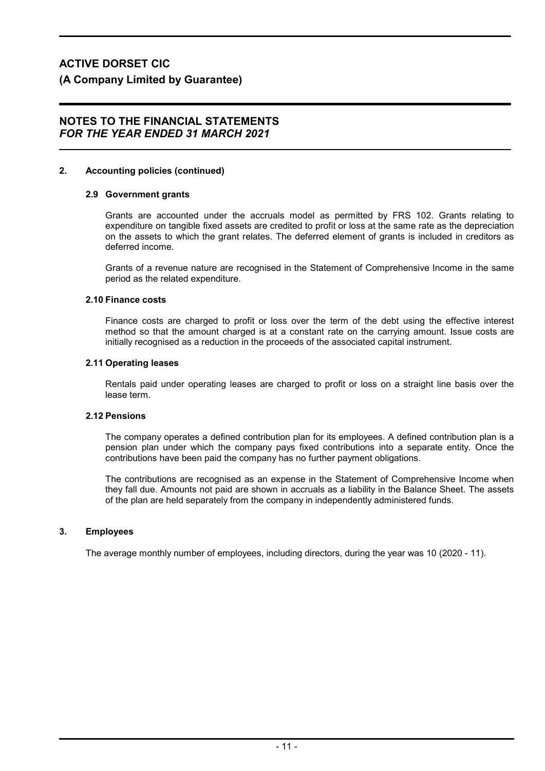# ACTIVE DORSET CIC

## (A Company Limited by Guarantee)

## NOTES TO THE FINANCIAL STATEMENTS
### *FOR THE YEAR ENDED 31 MARCH 2021*

**2. Accounting policies (continued)**

**2.9 Government grants**

Grants are accounted under the accruals model as permitted by FRS 102. Grants relating to expenditure on tangible fixed assets are credited to profit or loss at the same rate as the depreciation on the assets to which the grant relates. The deferred element of grants is included in creditors as deferred income.

Grants of a revenue nature are recognised in the Statement of Comprehensive Income in the same period as the related expenditure.

**2.10 Finance costs**

Finance costs are charged to profit or loss over the term of the debt using the effective interest method so that the amount charged is at a constant rate on the carrying amount. Issue costs are initially recognised as a reduction in the proceeds of the associated capital instrument.

**2.11 Operating leases**

Rentals paid under operating leases are charged to profit or loss on a straight line basis over the lease term.

**2.12 Pensions**

The company operates a defined contribution plan for its employees. A defined contribution plan is a pension plan under which the company pays fixed contributions into a separate entity. Once the contributions have been paid the company has no further payment obligations.

The contributions are recognised as an expense in the Statement of Comprehensive Income when they fall due. Amounts not paid are shown in accruals as a liability in the Balance Sheet. The assets of the plan are held separately from the company in independently administered funds.

**3. Employees**

The average monthly number of employees, including directors, during the year was 10 (2020 - 11).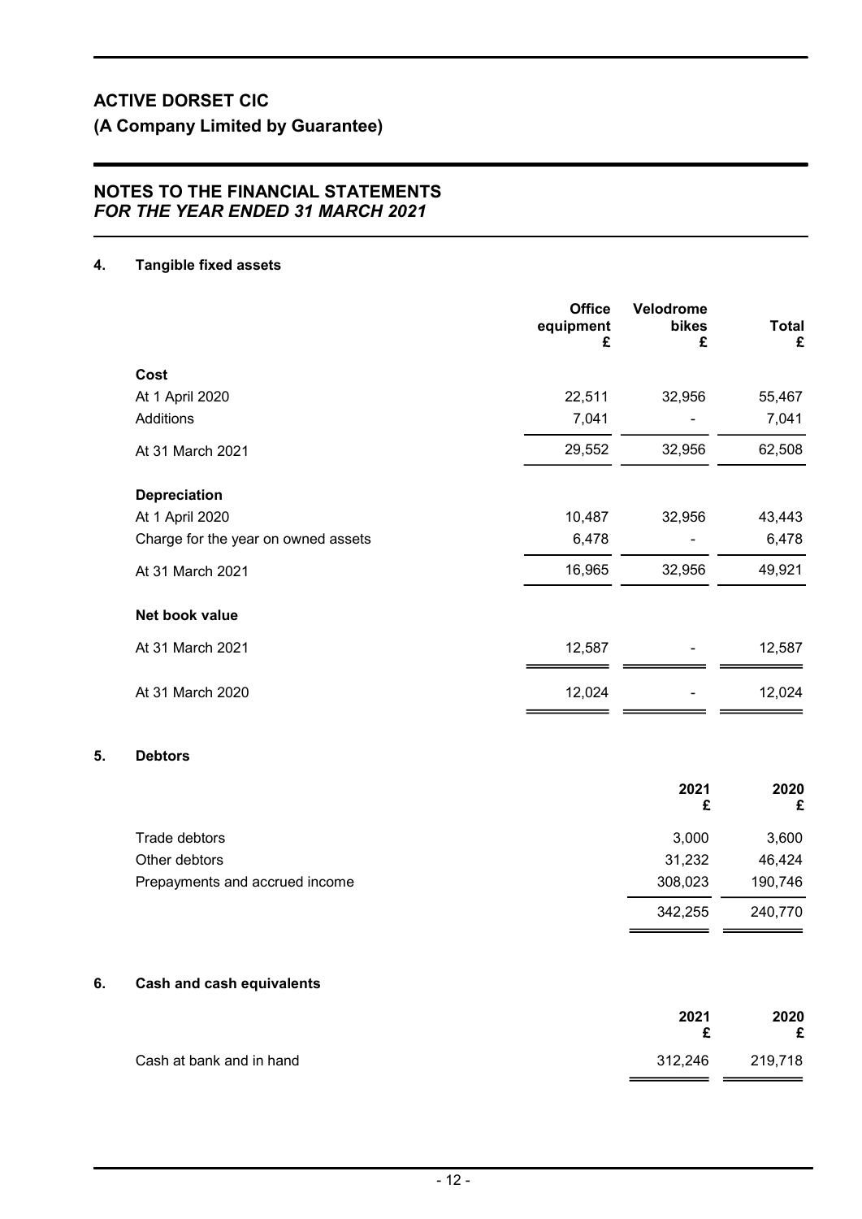# ACTIVE DORSET CIC

## (A Company Limited by Guarantee)

## NOTES TO THE FINANCIAL STATEMENTS
*FOR THE YEAR ENDED 31 MARCH 2021*

### 4. Tangible fixed assets

| | Office equipment £ | Velodrome bikes £ | Total £ |
|---|---|---|---|
| **Cost** | | | |
| At 1 April 2020 | 22,511 | 32,956 | 55,467 |
| Additions | 7,041 | - | 7,041 |
| At 31 March 2021 | 29,552 | 32,956 | 62,508 |
| **Depreciation** | | | |
| At 1 April 2020 | 10,487 | 32,956 | 43,443 |
| Charge for the year on owned assets | 6,478 | - | 6,478 |
| At 31 March 2021 | 16,965 | 32,956 | 49,921 |
| **Net book value** | | | |
| At 31 March 2021 | 12,587 | - | 12,587 |
| At 31 March 2020 | 12,024 | - | 12,024 |

### 5. Debtors

| | 2021 £ | 2020 £ |
|---|---|---|
| Trade debtors | 3,000 | 3,600 |
| Other debtors | 31,232 | 46,424 |
| Prepayments and accrued income | 308,023 | 190,746 |
| | 342,255 | 240,770 |

### 6. Cash and cash equivalents

| | 2021 £ | 2020 £ |
|---|---|---|
| Cash at bank and in hand | 312,246 | 219,718 |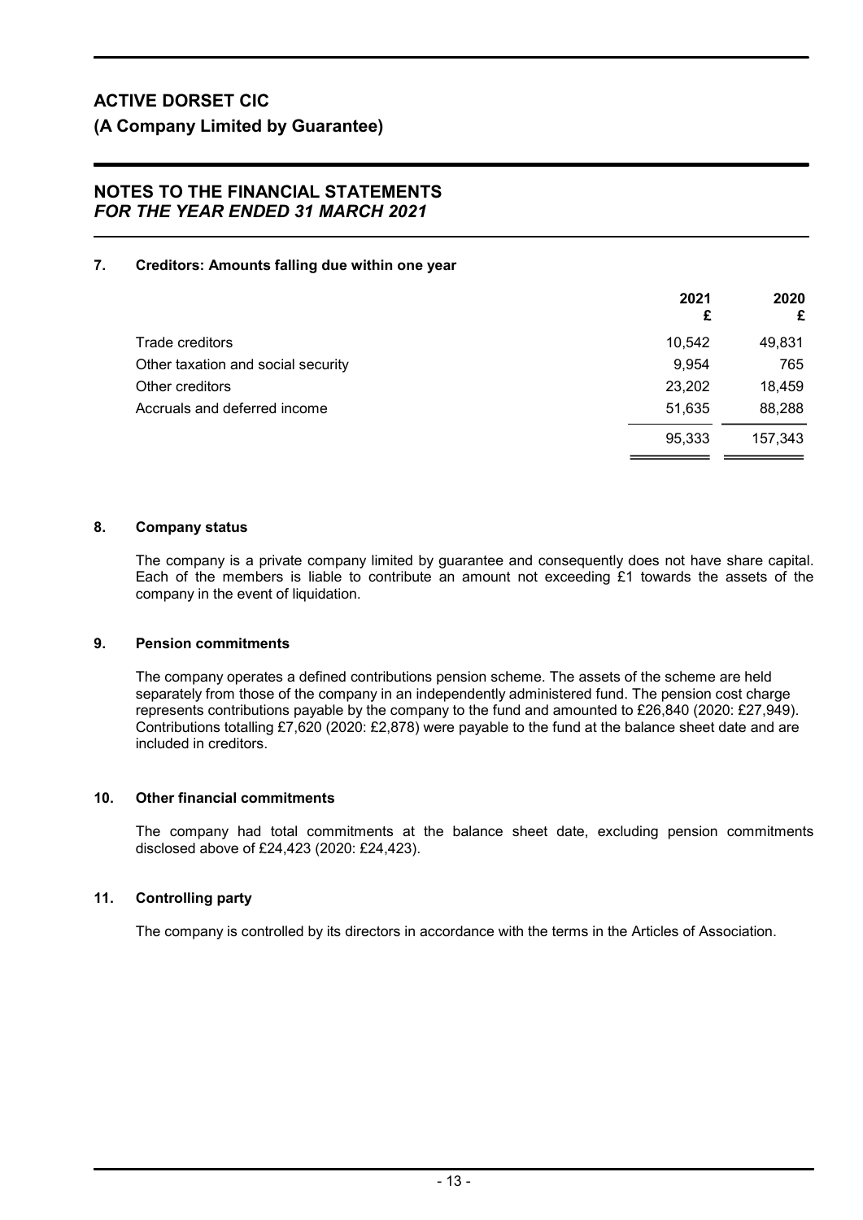# ACTIVE DORSET CIC

## (A Company Limited by Guarantee)

## NOTES TO THE FINANCIAL STATEMENTS
### *FOR THE YEAR ENDED 31 MARCH 2021*

### 7. Creditors: Amounts falling due within one year

| | 2021<br>£ | 2020<br>£ |
|---|---|---|
| Trade creditors | 10,542 | 49,831 |
| Other taxation and social security | 9,954 | 765 |
| Other creditors | 23,202 | 18,459 |
| Accruals and deferred income | 51,635 | 88,288 |
| | 95,333 | 157,343 |

### 8. Company status

The company is a private company limited by guarantee and consequently does not have share capital. Each of the members is liable to contribute an amount not exceeding £1 towards the assets of the company in the event of liquidation.

### 9. Pension commitments

The company operates a defined contributions pension scheme. The assets of the scheme are held separately from those of the company in an independently administered fund. The pension cost charge represents contributions payable by the company to the fund and amounted to £26,840 (2020: £27,949). Contributions totalling £7,620 (2020: £2,878) were payable to the fund at the balance sheet date and are included in creditors.

### 10. Other financial commitments

The company had total commitments at the balance sheet date, excluding pension commitments disclosed above of £24,423 (2020: £24,423).

### 11. Controlling party

The company is controlled by its directors in accordance with the terms in the Articles of Association.